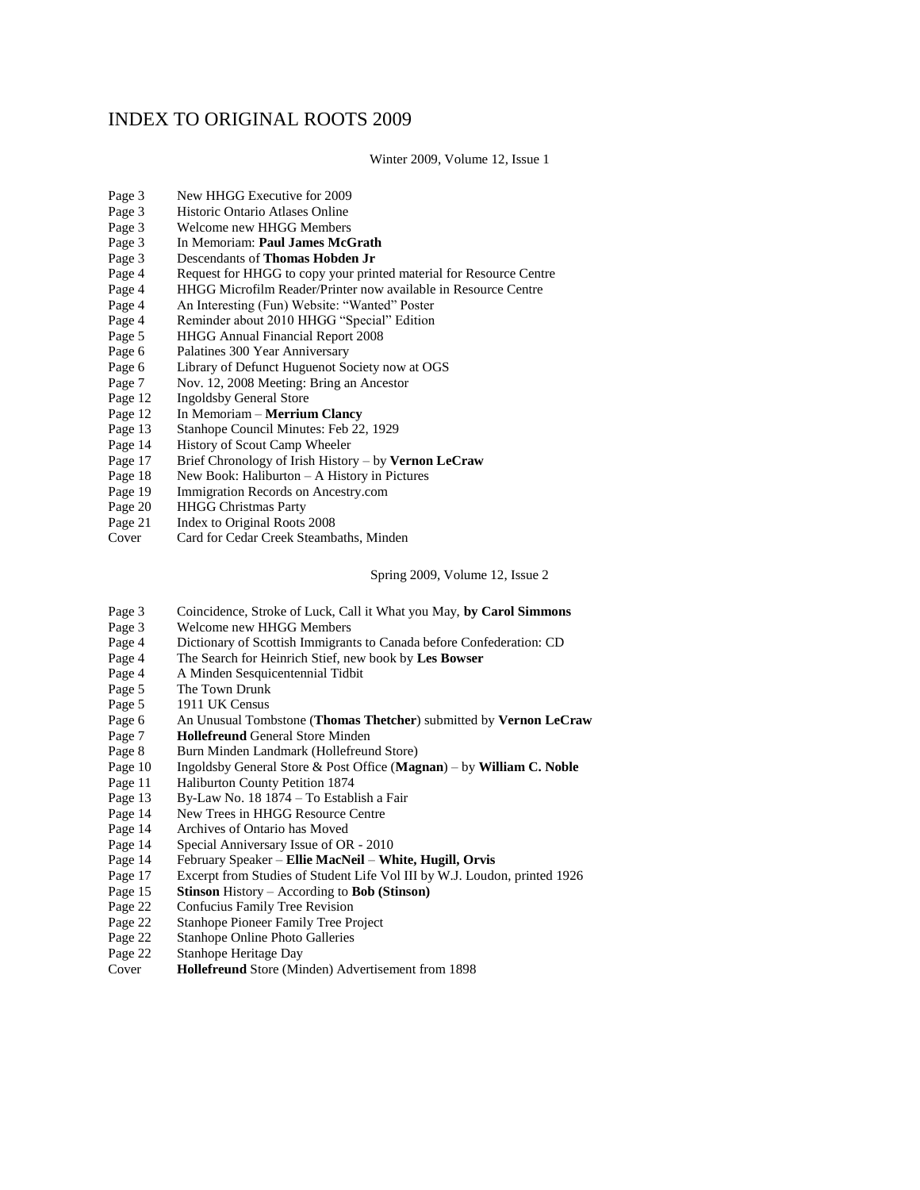# INDEX TO ORIGINAL ROOTS 2009

Winter 2009, Volume 12, Issue 1

| | |
|---|---|
| Page 3 | New HHGG Executive for 2009 |
| Page 3 | Historic Ontario Atlases Online |
| Page 3 | Welcome new HHGG Members |
| Page 3 | In Memoriam: **Paul James McGrath** |
| Page 3 | Descendants of **Thomas Hobden Jr** |
| Page 4 | Request for HHGG to copy your printed material for Resource Centre |
| Page 4 | HHGG Microfilm Reader/Printer now available in Resource Centre |
| Page 4 | An Interesting (Fun) Website: "Wanted" Poster |
| Page 4 | Reminder about 2010 HHGG "Special" Edition |
| Page 5 | HHGG Annual Financial Report 2008 |
| Page 6 | Palatines 300 Year Anniversary |
| Page 6 | Library of Defunct Huguenot Society now at OGS |
| Page 7 | Nov. 12, 2008 Meeting: Bring an Ancestor |
| Page 12 | Ingoldsby General Store |
| Page 12 | In Memoriam – **Merrium Clancy** |
| Page 13 | Stanhope Council Minutes: Feb 22, 1929 |
| Page 14 | History of Scout Camp Wheeler |
| Page 17 | Brief Chronology of Irish History – by **Vernon LeCraw** |
| Page 18 | New Book: Haliburton – A History in Pictures |
| Page 19 | Immigration Records on Ancestry.com |
| Page 20 | HHGG Christmas Party |
| Page 21 | Index to Original Roots 2008 |
| Cover | Card for Cedar Creek Steambaths, Minden |

Spring 2009, Volume 12, Issue 2

| | |
|---|---|
| Page 3 | Coincidence, Stroke of Luck, Call it What you May, **by Carol Simmons** |
| Page 3 | Welcome new HHGG Members |
| Page 4 | Dictionary of Scottish Immigrants to Canada before Confederation: CD |
| Page 4 | The Search for Heinrich Stief, new book by **Les Bowser** |
| Page 4 | A Minden Sesquicentennial Tidbit |
| Page 5 | The Town Drunk |
| Page 5 | 1911 UK Census |
| Page 6 | An Unusual Tombstone (**Thomas Thetcher**) submitted by **Vernon LeCraw** |
| Page 7 | **Hollefreund** General Store Minden |
| Page 8 | Burn Minden Landmark (Hollefreund Store) |
| Page 10 | Ingoldsby General Store & Post Office (**Magnan**) – by **William C. Noble** |
| Page 11 | Haliburton County Petition 1874 |
| Page 13 | By-Law No. 18 1874 – To Establish a Fair |
| Page 14 | New Trees in HHGG Resource Centre |
| Page 14 | Archives of Ontario has Moved |
| Page 14 | Special Anniversary Issue of OR - 2010 |
| Page 14 | February Speaker – **Ellie MacNeil** – **White, Hugill, Orvis** |
| Page 17 | Excerpt from Studies of Student Life Vol III by W.J. Loudon, printed 1926 |
| Page 15 | **Stinson** History – According to **Bob (Stinson)** |
| Page 22 | Confucius Family Tree Revision |
| Page 22 | Stanhope Pioneer Family Tree Project |
| Page 22 | Stanhope Online Photo Galleries |
| Page 22 | Stanhope Heritage Day |
| Cover | **Hollefreund** Store (Minden) Advertisement from 1898 |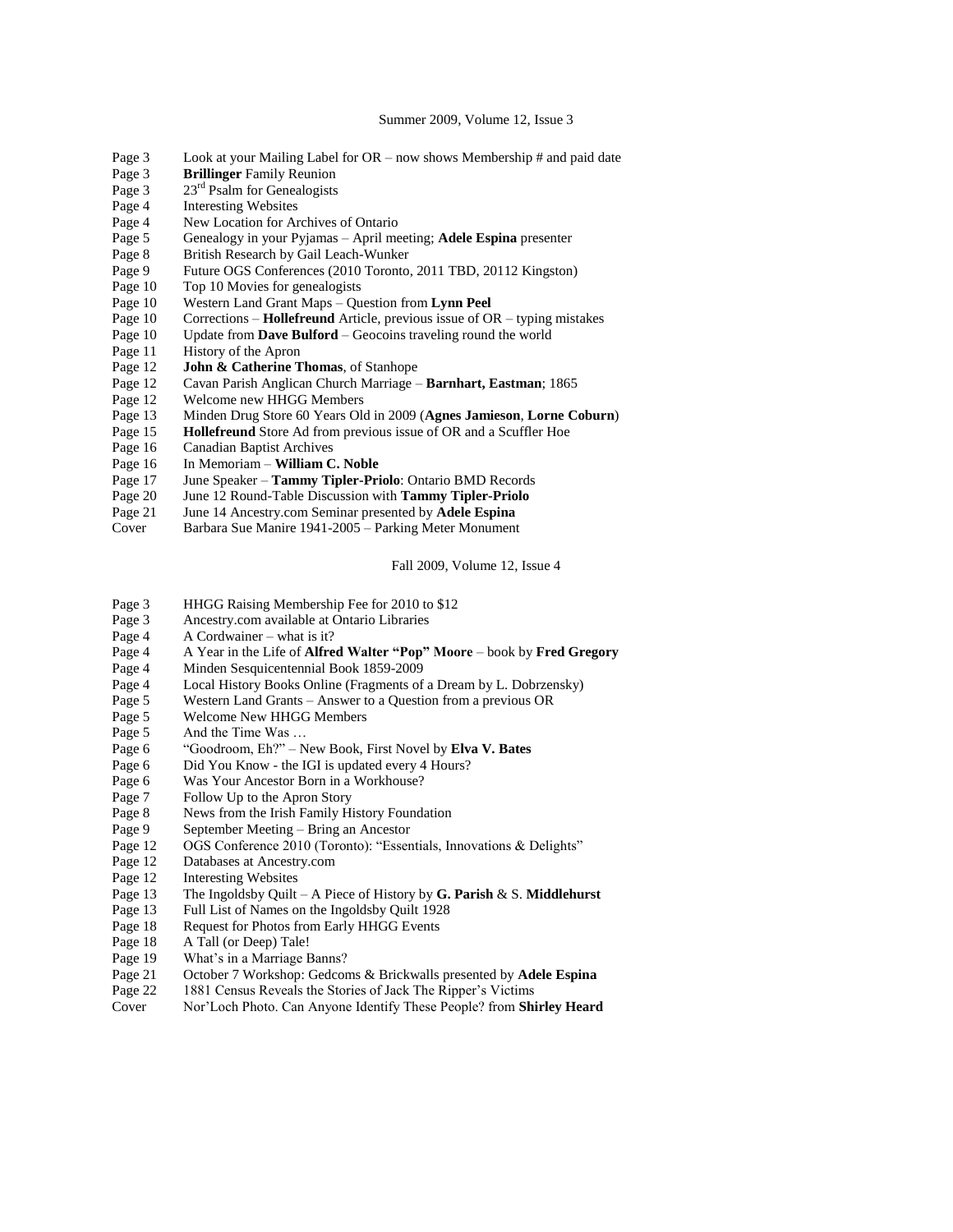## Summer 2009, Volume 12, Issue 3

| | |
|---|---|
| Page 3 | Look at your Mailing Label for OR – now shows Membership # and paid date |
| Page 3 | **Brillinger** Family Reunion |
| Page 3 | 23rd Psalm for Genealogists |
| Page 4 | Interesting Websites |
| Page 4 | New Location for Archives of Ontario |
| Page 5 | Genealogy in your Pyjamas – April meeting; **Adele Espina** presenter |
| Page 8 | British Research by Gail Leach-Wunker |
| Page 9 | Future OGS Conferences (2010 Toronto, 2011 TBD, 20112 Kingston) |
| Page 10 | Top 10 Movies for genealogists |
| Page 10 | Western Land Grant Maps – Question from **Lynn Peel** |
| Page 10 | Corrections – **Hollefreund** Article, previous issue of OR – typing mistakes |
| Page 10 | Update from **Dave Bulford** – Geocoins traveling round the world |
| Page 11 | History of the Apron |
| Page 12 | **John & Catherine Thomas**, of Stanhope |
| Page 12 | Cavan Parish Anglican Church Marriage – **Barnhart, Eastman**; 1865 |
| Page 12 | Welcome new HHGG Members |
| Page 13 | Minden Drug Store 60 Years Old in 2009 (**Agnes Jamieson**, **Lorne Coburn**) |
| Page 15 | **Hollefreund** Store Ad from previous issue of OR and a Scuffler Hoe |
| Page 16 | Canadian Baptist Archives |
| Page 16 | In Memoriam – **William C. Noble** |
| Page 17 | June Speaker – **Tammy Tipler-Priolo**: Ontario BMD Records |
| Page 20 | June 12 Round-Table Discussion with **Tammy Tipler-Priolo** |
| Page 21 | June 14 Ancestry.com Seminar presented by **Adele Espina** |
| Cover | Barbara Sue Manire 1941-2005 – Parking Meter Monument |

## Fall 2009, Volume 12, Issue 4

| | |
|---|---|
| Page 3 | HHGG Raising Membership Fee for 2010 to $12 |
| Page 3 | Ancestry.com available at Ontario Libraries |
| Page 4 | A Cordwainer – what is it? |
| Page 4 | A Year in the Life of **Alfred Walter "Pop" Moore** – book by **Fred Gregory** |
| Page 4 | Minden Sesquicentennial Book 1859-2009 |
| Page 4 | Local History Books Online (Fragments of a Dream by L. Dobrzensky) |
| Page 5 | Western Land Grants – Answer to a Question from a previous OR |
| Page 5 | Welcome New HHGG Members |
| Page 5 | And the Time Was … |
| Page 6 | "Goodroom, Eh?" – New Book, First Novel by **Elva V. Bates** |
| Page 6 | Did You Know - the IGI is updated every 4 Hours? |
| Page 6 | Was Your Ancestor Born in a Workhouse? |
| Page 7 | Follow Up to the Apron Story |
| Page 8 | News from the Irish Family History Foundation |
| Page 9 | September Meeting – Bring an Ancestor |
| Page 12 | OGS Conference 2010 (Toronto): "Essentials, Innovations & Delights" |
| Page 12 | Databases at Ancestry.com |
| Page 12 | Interesting Websites |
| Page 13 | The Ingoldsby Quilt – A Piece of History by **G. Parish** & S. **Middlehurst** |
| Page 13 | Full List of Names on the Ingoldsby Quilt 1928 |
| Page 18 | Request for Photos from Early HHGG Events |
| Page 18 | A Tall (or Deep) Tale! |
| Page 19 | What's in a Marriage Banns? |
| Page 21 | October 7 Workshop: Gedcoms & Brickwalls presented by **Adele Espina** |
| Page 22 | 1881 Census Reveals the Stories of Jack The Ripper's Victims |
| Cover | Nor'Loch Photo. Can Anyone Identify These People? from **Shirley Heard** |